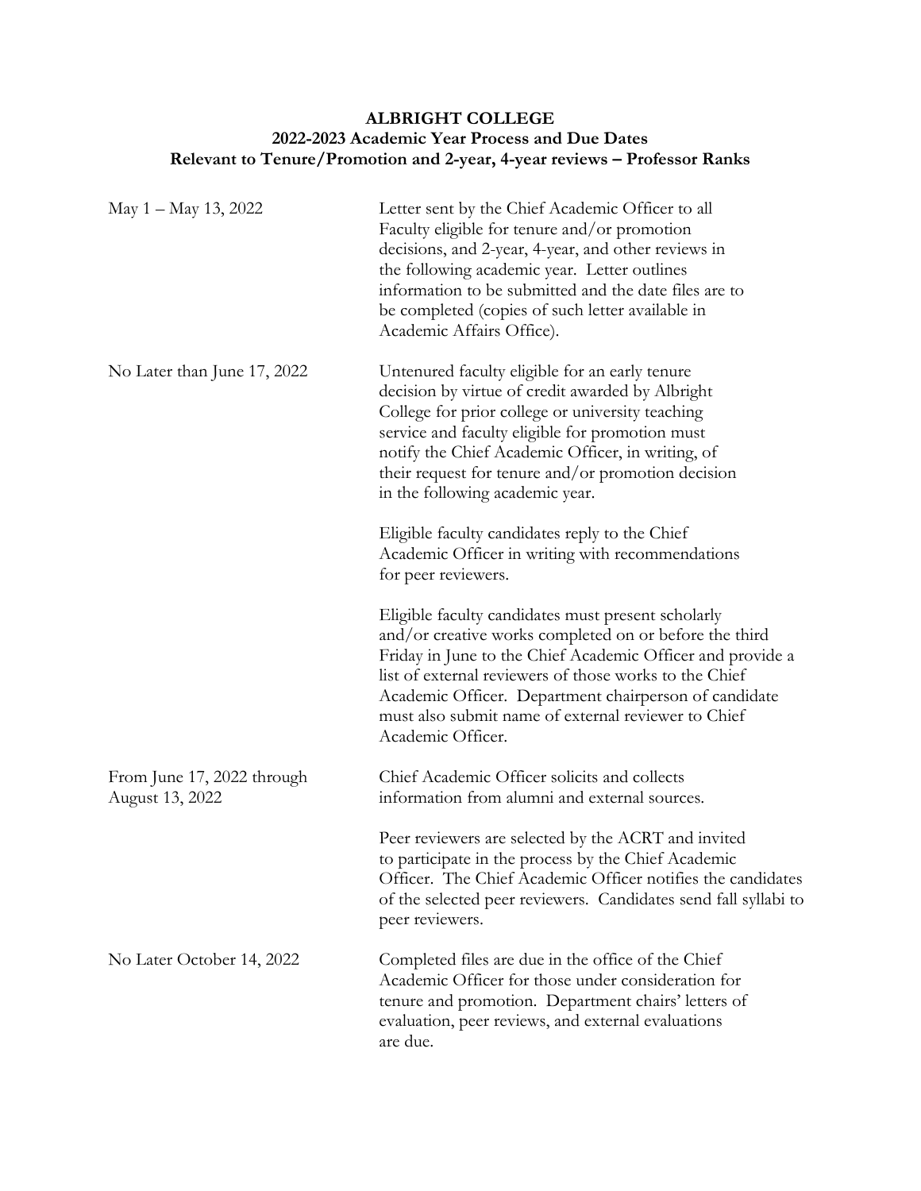**ALBRIGHT COLLEGE**
**2022-2023 Academic Year Process and Due Dates**
**Relevant to Tenure/Promotion and 2-year, 4-year reviews – Professor Ranks**

| | |
|---|---|
| May 1 – May 13, 2022 | Letter sent by the Chief Academic Officer to all Faculty eligible for tenure and/or promotion decisions, and 2-year, 4-year, and other reviews in the following academic year. Letter outlines information to be submitted and the date files are to be completed (copies of such letter available in Academic Affairs Office). |
| No Later than June 17, 2022 | Untenured faculty eligible for an early tenure decision by virtue of credit awarded by Albright College for prior college or university teaching service and faculty eligible for promotion must notify the Chief Academic Officer, in writing, of their request for tenure and/or promotion decision in the following academic year.<br><br>Eligible faculty candidates reply to the Chief Academic Officer in writing with recommendations for peer reviewers.<br><br>Eligible faculty candidates must present scholarly and/or creative works completed on or before the third Friday in June to the Chief Academic Officer and provide a list of external reviewers of those works to the Chief Academic Officer. Department chairperson of candidate must also submit name of external reviewer to Chief Academic Officer. |
| From June 17, 2022 through August 13, 2022 | Chief Academic Officer solicits and collects information from alumni and external sources.<br><br>Peer reviewers are selected by the ACRT and invited to participate in the process by the Chief Academic Officer. The Chief Academic Officer notifies the candidates of the selected peer reviewers. Candidates send fall syllabi to peer reviewers. |
| No Later October 14, 2022 | Completed files are due in the office of the Chief Academic Officer for those under consideration for tenure and promotion. Department chairs' letters of evaluation, peer reviews, and external evaluations are due. |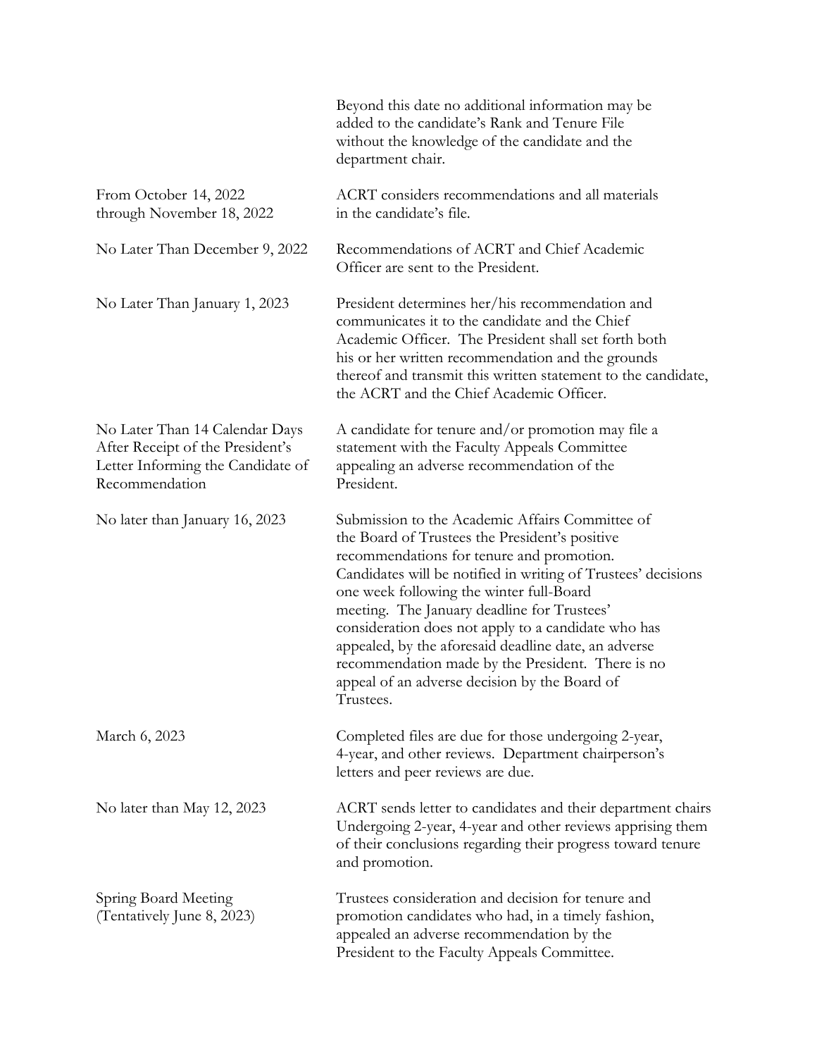| | |
|---|---|
| | Beyond this date no additional information may be added to the candidate's Rank and Tenure File without the knowledge of the candidate and the department chair. |
| From October 14, 2022 through November 18, 2022 | ACRT considers recommendations and all materials in the candidate's file. |
| No Later Than December 9, 2022 | Recommendations of ACRT and Chief Academic Officer are sent to the President. |
| No Later Than January 1, 2023 | President determines her/his recommendation and communicates it to the candidate and the Chief Academic Officer. The President shall set forth both his or her written recommendation and the grounds thereof and transmit this written statement to the candidate, the ACRT and the Chief Academic Officer. |
| No Later Than 14 Calendar Days After Receipt of the President's Letter Informing the Candidate of Recommendation | A candidate for tenure and/or promotion may file a statement with the Faculty Appeals Committee appealing an adverse recommendation of the President. |
| No later than January 16, 2023 | Submission to the Academic Affairs Committee of the Board of Trustees the President's positive recommendations for tenure and promotion. Candidates will be notified in writing of Trustees' decisions one week following the winter full-Board meeting. The January deadline for Trustees' consideration does not apply to a candidate who has appealed, by the aforesaid deadline date, an adverse recommendation made by the President. There is no appeal of an adverse decision by the Board of Trustees. |
| March 6, 2023 | Completed files are due for those undergoing 2-year, 4-year, and other reviews. Department chairperson's letters and peer reviews are due. |
| No later than May 12, 2023 | ACRT sends letter to candidates and their department chairs Undergoing 2-year, 4-year and other reviews apprising them of their conclusions regarding their progress toward tenure and promotion. |
| Spring Board Meeting (Tentatively June 8, 2023) | Trustees consideration and decision for tenure and promotion candidates who had, in a timely fashion, appealed an adverse recommendation by the President to the Faculty Appeals Committee. |